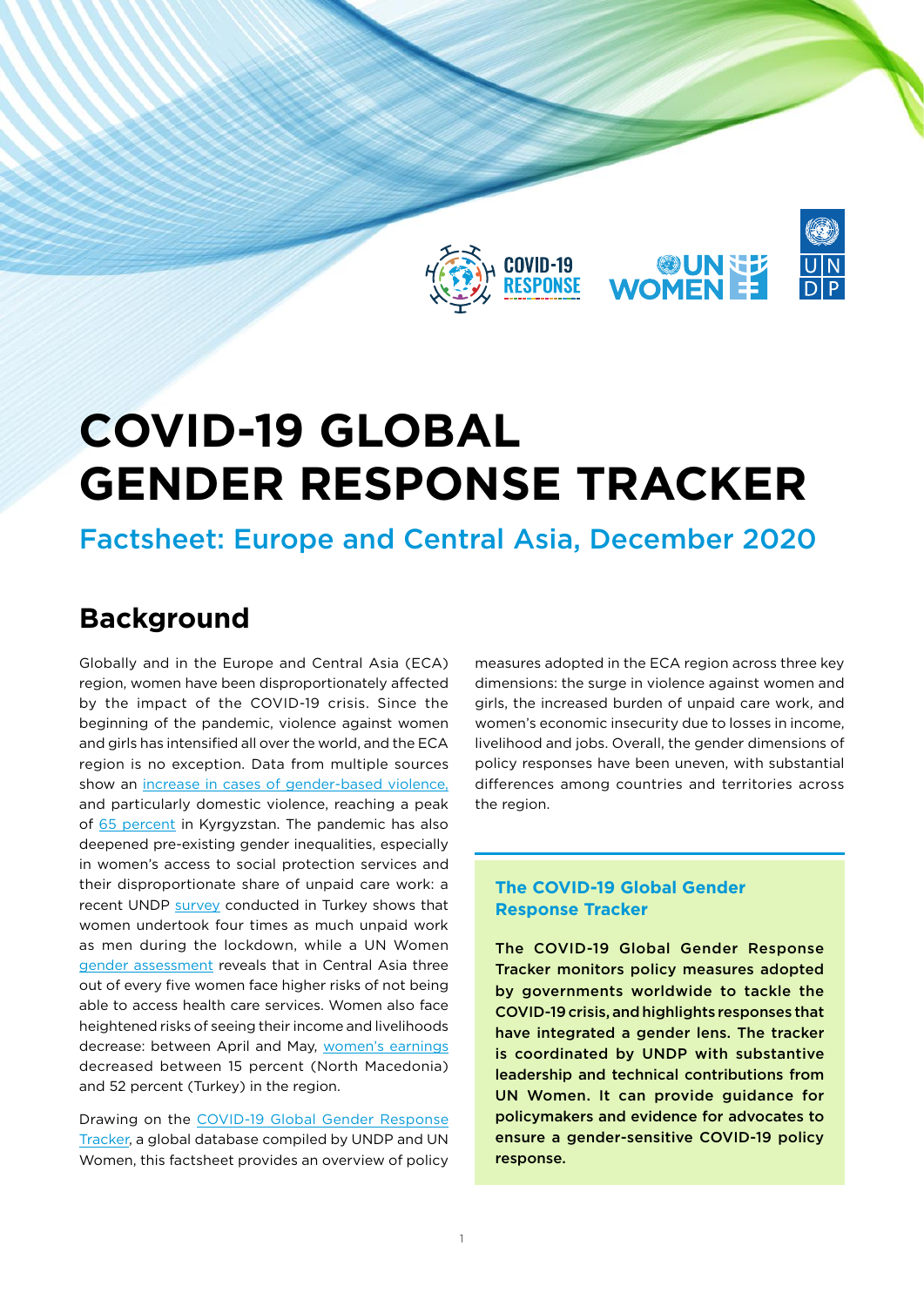# COVID-19 GLOBAL GENDER RESPONSE TRACKER

## Factsheet: Europe and Central Asia, December 2020

## Background

Globally and in the Europe and Central Asia (ECA) region, women have been disproportionately affected by the impact of the COVID-19 crisis. Since the beginning of the pandemic, violence against women and girls has intensified all over the world, and the ECA region is no exception. Data from multiple sources show an increase in cases of gender-based violence, and particularly domestic violence, reaching a peak of 65 percent in Kyrgyzstan. The pandemic has also deepened pre-existing gender inequalities, especially in women's access to social protection services and their disproportionate share of unpaid care work: a recent UNDP survey conducted in Turkey shows that women undertook four times as much unpaid work as men during the lockdown, while a UN Women gender assessment reveals that in Central Asia three out of every five women face higher risks of not being able to access health care services. Women also face heightened risks of seeing their income and livelihoods decrease: between April and May, women's earnings decreased between 15 percent (North Macedonia) and 52 percent (Turkey) in the region.

Drawing on the COVID-19 Global Gender Response Tracker, a global database compiled by UNDP and UN Women, this factsheet provides an overview of policy measures adopted in the ECA region across three key dimensions: the surge in violence against women and girls, the increased burden of unpaid care work, and women's economic insecurity due to losses in income, livelihood and jobs. Overall, the gender dimensions of policy responses have been uneven, with substantial differences among countries and territories across the region.

### The COVID-19 Global Gender Response Tracker

**The COVID-19 Global Gender Response Tracker monitors policy measures adopted by governments worldwide to tackle the COVID-19 crisis, and highlights responses that have integrated a gender lens. The tracker is coordinated by UNDP with substantive leadership and technical contributions from UN Women. It can provide guidance for policymakers and evidence for advocates to ensure a gender-sensitive COVID-19 policy response.**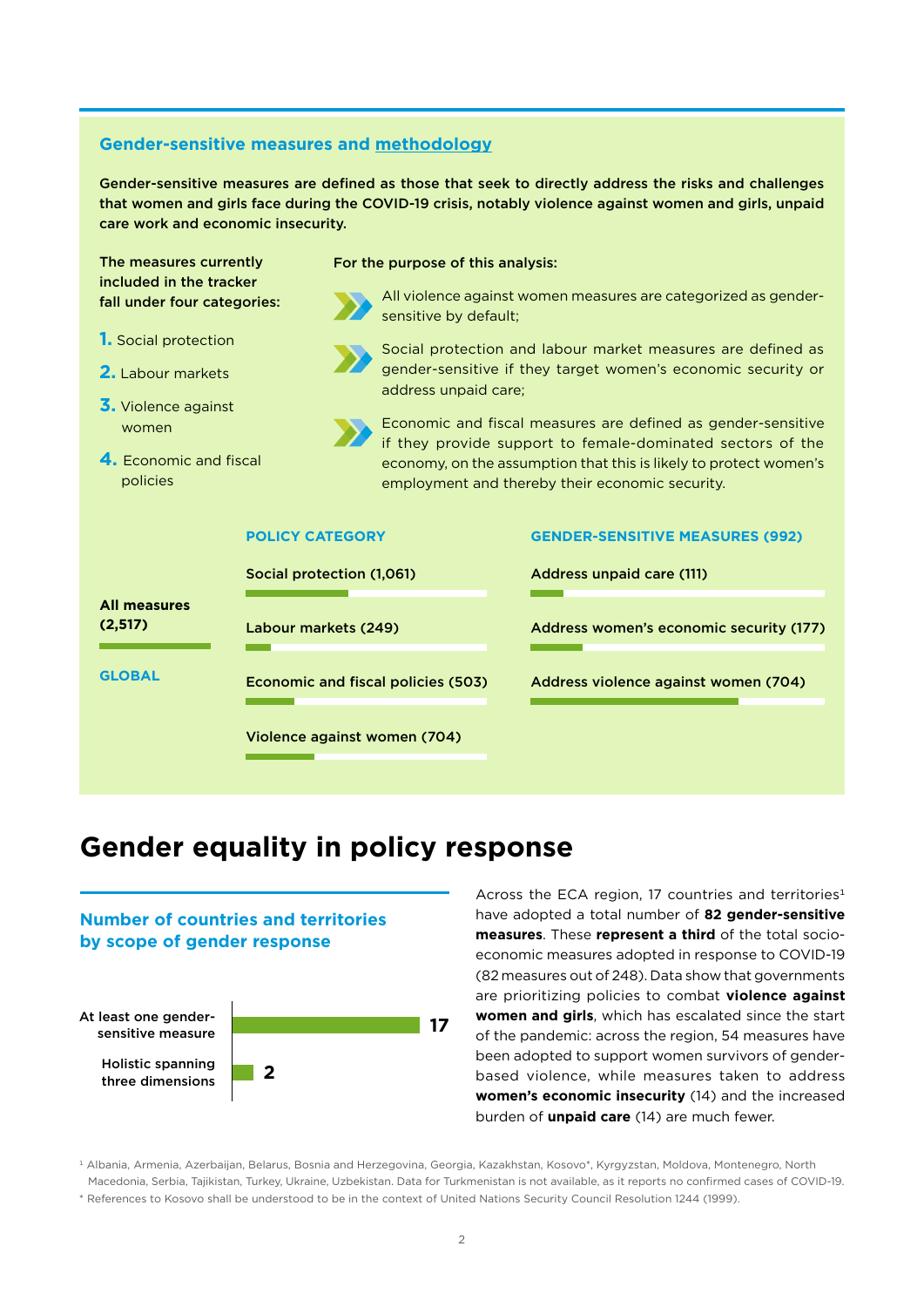### Gender-sensitive measures and methodology

**Gender-sensitive measures are defined as those that seek to directly address the risks and challenges that women and girls face during the COVID-19 crisis, notably violence against women and girls, unpaid care work and economic insecurity.**

**The measures currently included in the tracker fall under four categories:**

1. Social protection
2. Labour markets
3. Violence against women
4. Economic and fiscal policies

**For the purpose of this analysis:**

- All violence against women measures are categorized as gender-sensitive by default;
- Social protection and labour market measures are defined as gender-sensitive if they target women's economic security or address unpaid care;
- Economic and fiscal measures are defined as gender-sensitive if they provide support to female-dominated sectors of the economy, on the assumption that this is likely to protect women's employment and thereby their economic security.

| | POLICY CATEGORY | GENDER-SENSITIVE MEASURES (992) |
|---|---|---|
| **All measures (2,517)** | Social protection (1,061) | Address unpaid care (111) |
| | Labour markets (249) | Address women's economic security (177) |
| GLOBAL | Economic and fiscal policies (503) | Address violence against women (704) |
| | Violence against women (704) | |

# Gender equality in policy response

### Number of countries and territories by scope of gender response

| Scope | Number |
|---|---|
| At least one gender-sensitive measure | 17 |
| Holistic spanning three dimensions | 2 |

Across the ECA region, 17 countries and territories[1] have adopted a total number of **82 gender-sensitive measures**. These **represent a third** of the total socio-economic measures adopted in response to COVID-19 (82 measures out of 248). Data show that governments are prioritizing policies to combat **violence against women and girls**, which has escalated since the start of the pandemic: across the region, 54 measures have been adopted to support women survivors of gender-based violence, while measures taken to address **women's economic insecurity** (14) and the increased burden of **unpaid care** (14) are much fewer.

[1] Albania, Armenia, Azerbaijan, Belarus, Bosnia and Herzegovina, Georgia, Kazakhstan, Kosovo*, Kyrgyzstan, Moldova, Montenegro, North Macedonia, Serbia, Tajikistan, Turkey, Ukraine, Uzbekistan. Data for Turkmenistan is not available, as it reports no confirmed cases of COVID-19.

* References to Kosovo shall be understood to be in the context of United Nations Security Council Resolution 1244 (1999).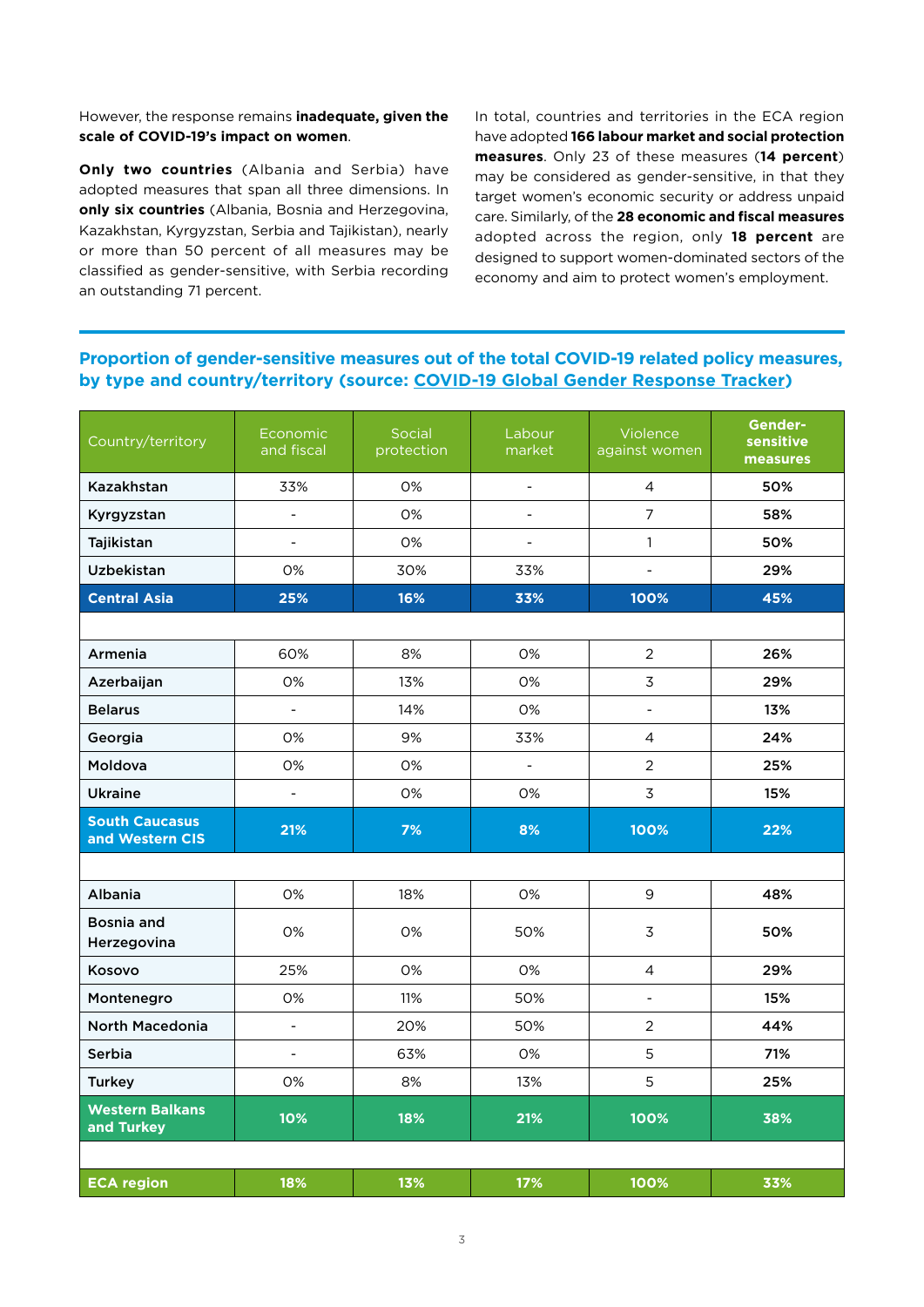However, the response remains **inadequate, given the scale of COVID-19's impact on women**.

**Only two countries** (Albania and Serbia) have adopted measures that span all three dimensions. In **only six countries** (Albania, Bosnia and Herzegovina, Kazakhstan, Kyrgyzstan, Serbia and Tajikistan), nearly or more than 50 percent of all measures may be classified as gender-sensitive, with Serbia recording an outstanding 71 percent.

In total, countries and territories in the ECA region have adopted **166 labour market and social protection measures**. Only 23 of these measures (**14 percent**) may be considered as gender-sensitive, in that they target women's economic security or address unpaid care. Similarly, of the **28 economic and fiscal measures** adopted across the region, only **18 percent** are designed to support women-dominated sectors of the economy and aim to protect women's employment.

## Proportion of gender-sensitive measures out of the total COVID-19 related policy measures, by type and country/territory (source: COVID-19 Global Gender Response Tracker)

| Country/territory | Economic and fiscal | Social protection | Labour market | Violence against women | Gender-sensitive measures |
|---|---|---|---|---|---|
| **Kazakhstan** | 33% | 0% | - | 4 | **50%** |
| **Kyrgyzstan** | - | 0% | - | 7 | **58%** |
| **Tajikistan** | - | 0% | - | 1 | **50%** |
| **Uzbekistan** | 0% | 30% | 33% | - | **29%** |
| **Central Asia** | **25%** | **16%** | **33%** | **100%** | **45%** |
| | | | | | |
| **Armenia** | 60% | 8% | 0% | 2 | **26%** |
| **Azerbaijan** | 0% | 13% | 0% | 3 | **29%** |
| **Belarus** | - | 14% | 0% | - | **13%** |
| **Georgia** | 0% | 9% | 33% | 4 | **24%** |
| **Moldova** | 0% | 0% | - | 2 | **25%** |
| **Ukraine** | - | 0% | 0% | 3 | **15%** |
| **South Caucasus and Western CIS** | **21%** | **7%** | **8%** | **100%** | **22%** |
| | | | | | |
| **Albania** | 0% | 18% | 0% | 9 | **48%** |
| **Bosnia and Herzegovina** | 0% | 0% | 50% | 3 | **50%** |
| **Kosovo** | 25% | 0% | 0% | 4 | **29%** |
| **Montenegro** | 0% | 11% | 50% | - | **15%** |
| **North Macedonia** | - | 20% | 50% | 2 | **44%** |
| **Serbia** | - | 63% | 0% | 5 | **71%** |
| **Turkey** | 0% | 8% | 13% | 5 | **25%** |
| **Western Balkans and Turkey** | **10%** | **18%** | **21%** | **100%** | **38%** |
| | | | | | |
| **ECA region** | **18%** | **13%** | **17%** | **100%** | **33%** |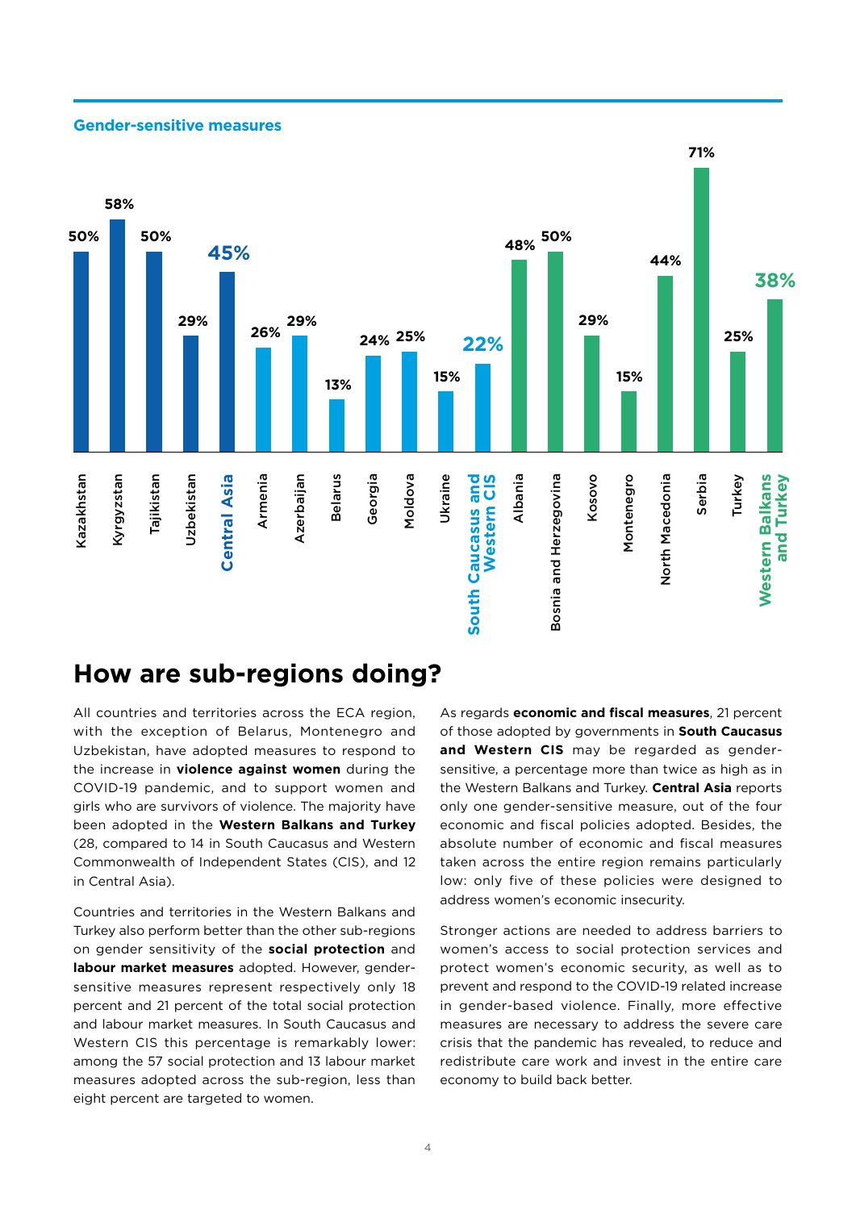### Gender-sensitive measures

| Country / Sub-region | Percentage |
|---|---|
| Kazakhstan | 50% |
| Kyrgyzstan | 58% |
| Tajikistan | 50% |
| Uzbekistan | 29% |
| **Central Asia** | **45%** |
| Armenia | 26% |
| Azerbaijan | 29% |
| Belarus | 13% |
| Georgia | 24% |
| Moldova | 25% |
| Ukraine | 15% |
| **South Caucasus and Western CIS** | **22%** |
| Albania | 48% |
| Bosnia and Herzegovina | 50% |
| Kosovo | 29% |
| Montenegro | 15% |
| North Macedonia | 44% |
| Serbia | 71% |
| Turkey | 25% |
| **Western Balkans and Turkey** | **38%** |

# How are sub-regions doing?

All countries and territories across the ECA region, with the exception of Belarus, Montenegro and Uzbekistan, have adopted measures to respond to the increase in **violence against women** during the COVID-19 pandemic, and to support women and girls who are survivors of violence. The majority have been adopted in the **Western Balkans and Turkey** (28, compared to 14 in South Caucasus and Western Commonwealth of Independent States (CIS), and 12 in Central Asia).

Countries and territories in the Western Balkans and Turkey also perform better than the other sub-regions on gender sensitivity of the **social protection** and **labour market measures** adopted. However, gender-sensitive measures represent respectively only 18 percent and 21 percent of the total social protection and labour market measures. In South Caucasus and Western CIS this percentage is remarkably lower: among the 57 social protection and 13 labour market measures adopted across the sub-region, less than eight percent are targeted to women.

As regards **economic and fiscal measures**, 21 percent of those adopted by governments in **South Caucasus and Western CIS** may be regarded as gender-sensitive, a percentage more than twice as high as in the Western Balkans and Turkey. **Central Asia** reports only one gender-sensitive measure, out of the four economic and fiscal policies adopted. Besides, the absolute number of economic and fiscal measures taken across the entire region remains particularly low: only five of these policies were designed to address women's economic insecurity.

Stronger actions are needed to address barriers to women's access to social protection services and protect women's economic security, as well as to prevent and respond to the COVID-19 related increase in gender-based violence. Finally, more effective measures are necessary to address the severe care crisis that the pandemic has revealed, to reduce and redistribute care work and invest in the entire care economy to build back better.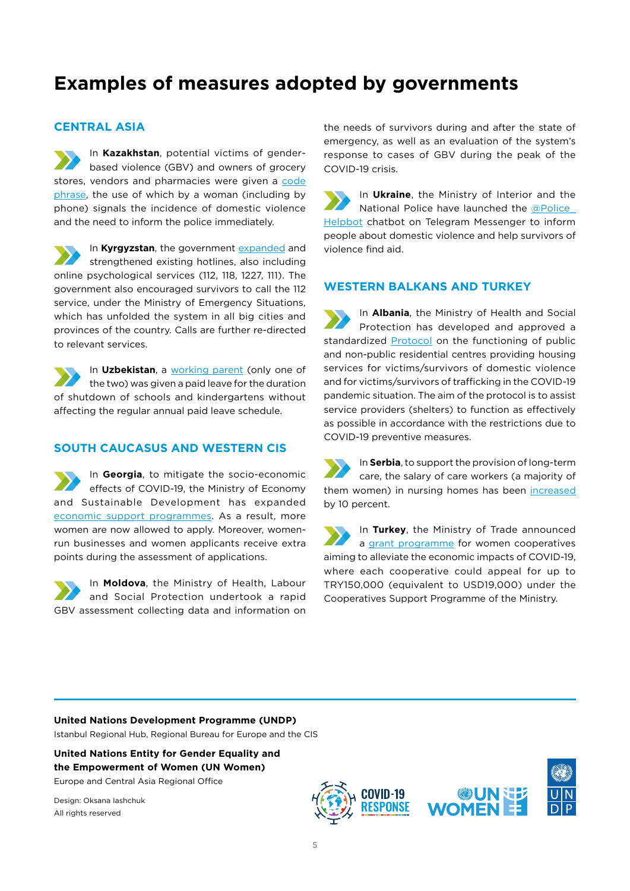# Examples of measures adopted by governments

## CENTRAL ASIA

In **Kazakhstan**, potential victims of gender-based violence (GBV) and owners of grocery stores, vendors and pharmacies were given a code phrase, the use of which by a woman (including by phone) signals the incidence of domestic violence and the need to inform the police immediately.

In **Kyrgyzstan**, the government expanded and strengthened existing hotlines, also including online psychological services (112, 118, 1227, 111). The government also encouraged survivors to call the 112 service, under the Ministry of Emergency Situations, which has unfolded the system in all big cities and provinces of the country. Calls are further re-directed to relevant services.

In **Uzbekistan**, a working parent (only one of the two) was given a paid leave for the duration of shutdown of schools and kindergartens without affecting the regular annual paid leave schedule.

## SOUTH CAUCASUS AND WESTERN CIS

In **Georgia**, to mitigate the socio-economic effects of COVID-19, the Ministry of Economy and Sustainable Development has expanded economic support programmes. As a result, more women are now allowed to apply. Moreover, women-run businesses and women applicants receive extra points during the assessment of applications.

In **Moldova**, the Ministry of Health, Labour and Social Protection undertook a rapid GBV assessment collecting data and information on the needs of survivors during and after the state of emergency, as well as an evaluation of the system's response to cases of GBV during the peak of the COVID-19 crisis.

In **Ukraine**, the Ministry of Interior and the National Police have launched the @Police_Helpbot chatbot on Telegram Messenger to inform people about domestic violence and help survivors of violence find aid.

## WESTERN BALKANS AND TURKEY

In **Albania**, the Ministry of Health and Social Protection has developed and approved a standardized Protocol on the functioning of public and non-public residential centres providing housing services for victims/survivors of domestic violence and for victims/survivors of trafficking in the COVID-19 pandemic situation. The aim of the protocol is to assist service providers (shelters) to function as effectively as possible in accordance with the restrictions due to COVID-19 preventive measures.

In **Serbia**, to support the provision of long-term care, the salary of care workers (a majority of them women) in nursing homes has been increased by 10 percent.

In **Turkey**, the Ministry of Trade announced a grant programme for women cooperatives aiming to alleviate the economic impacts of COVID-19, where each cooperative could appeal for up to TRY150,000 (equivalent to USD19,000) under the Cooperatives Support Programme of the Ministry.

---

**United Nations Development Programme (UNDP)**
Istanbul Regional Hub, Regional Bureau for Europe and the CIS

**United Nations Entity for Gender Equality and the Empowerment of Women (UN Women)**
Europe and Central Asia Regional Office

Design: Oksana Iashchuk
All rights reserved

COVID-19 RESPONSE

UN WOMEN

UNDP